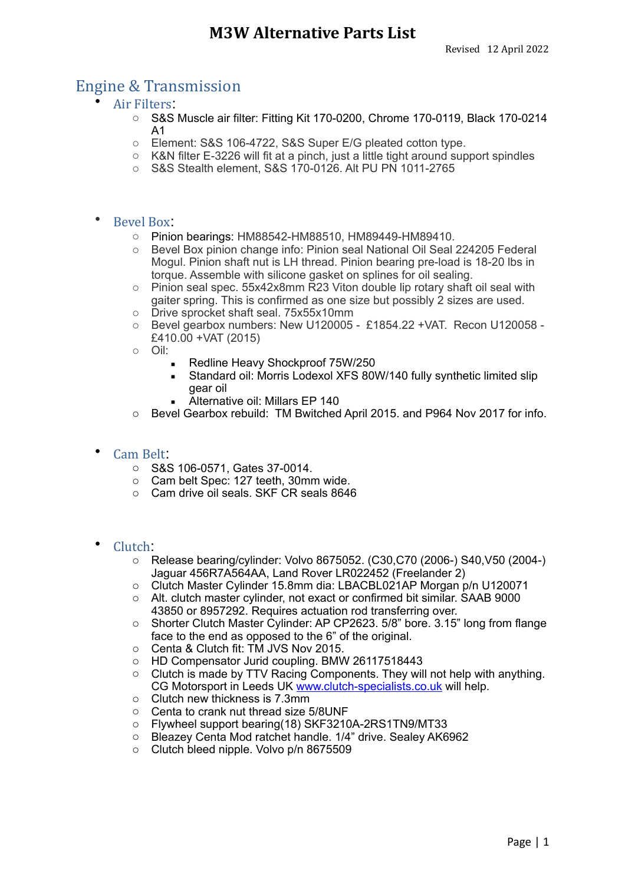# M3W Alternative Parts List

Revised 12 April 2022

## Engine & Transmission

- ### Air Filters:
  - S&S Muscle air filter: Fitting Kit 170-0200, Chrome 170-0119, Black 170-0214 A1
  - Element: S&S 106-4722, S&S Super E/G pleated cotton type.
  - K&N filter E-3226 will fit at a pinch, just a little tight around support spindles
  - S&S Stealth element, S&S 170-0126. Alt PU PN 1011-2765

- ### Bevel Box:
  - Pinion bearings: HM88542-HM88510, HM89449-HM89410.
  - Bevel Box pinion change info: Pinion seal National Oil Seal 224205 Federal Mogul. Pinion shaft nut is LH thread. Pinion bearing pre-load is 18-20 lbs in torque. Assemble with silicone gasket on splines for oil sealing.
  - Pinion seal spec. 55x42x8mm R23 Viton double lip rotary shaft oil seal with gaiter spring. This is confirmed as one size but possibly 2 sizes are used.
  - Drive sprocket shaft seal. 75x55x10mm
  - Bevel gearbox numbers: New U120005 - £1854.22 +VAT. Recon U120058 - £410.00 +VAT (2015)
  - Oil:
    - Redline Heavy Shockproof 75W/250
    - Standard oil: Morris Lodexol XFS 80W/140 fully synthetic limited slip gear oil
    - Alternative oil: Millars EP 140
  - Bevel Gearbox rebuild: TM Bwitched April 2015. and P964 Nov 2017 for info.

- ### Cam Belt:
  - S&S 106-0571, Gates 37-0014.
  - Cam belt Spec: 127 teeth, 30mm wide.
  - Cam drive oil seals. SKF CR seals 8646

- ### Clutch:
  - Release bearing/cylinder: Volvo 8675052. (C30,C70 (2006-) S40,V50 (2004-) Jaguar 456R7A564AA, Land Rover LR022452 (Freelander 2)
  - Clutch Master Cylinder 15.8mm dia: LBACBL021AP Morgan p/n U120071
  - Alt. clutch master cylinder, not exact or confirmed bit similar. SAAB 9000 43850 or 8957292. Requires actuation rod transferring over.
  - Shorter Clutch Master Cylinder: AP CP2623. 5/8" bore. 3.15" long from flange face to the end as opposed to the 6" of the original.
  - Centa & Clutch fit: TM JVS Nov 2015.
  - HD Compensator Jurid coupling. BMW 26117518443
  - Clutch is made by TTV Racing Components. They will not help with anything. CG Motorsport in Leeds UK [www.clutch-specialists.co.uk](http://www.clutch-specialists.co.uk) will help.
  - Clutch new thickness is 7.3mm
  - Centa to crank nut thread size 5/8UNF
  - Flywheel support bearing(18) SKF3210A-2RS1TN9/MT33
  - Bleazey Centa Mod ratchet handle. 1/4" drive. Sealey AK6962
  - Clutch bleed nipple. Volvo p/n 8675509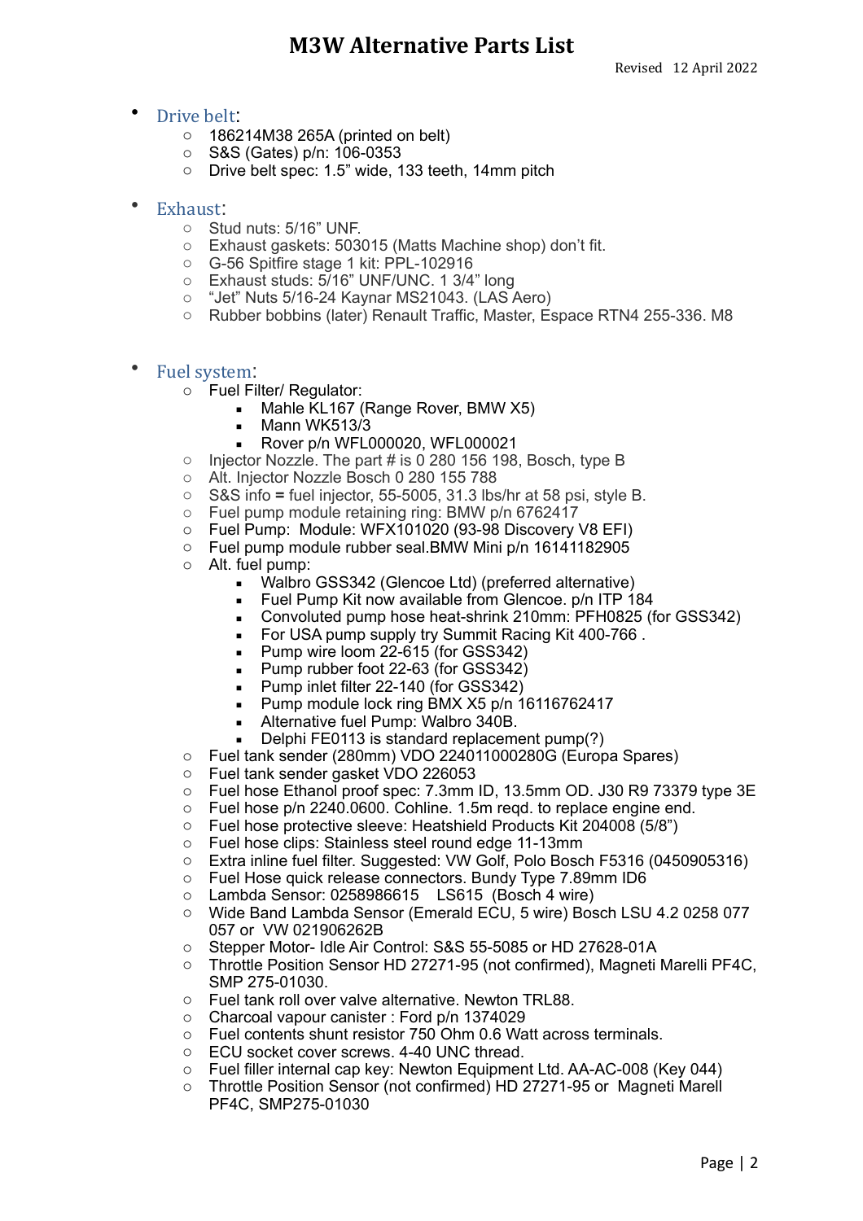# M3W Alternative Parts List

Revised 12 April 2022

- Drive belt:
  - 186214M38 265A (printed on belt)
  - S&S (Gates) p/n: 106-0353
  - Drive belt spec: 1.5" wide, 133 teeth, 14mm pitch

- Exhaust:
  - Stud nuts: 5/16" UNF.
  - Exhaust gaskets: 503015 (Matts Machine shop) don't fit.
  - G-56 Spitfire stage 1 kit: PPL-102916
  - Exhaust studs: 5/16" UNF/UNC. 1 3/4" long
  - "Jet" Nuts 5/16-24 Kaynar MS21043. (LAS Aero)
  - Rubber bobbins (later) Renault Traffic, Master, Espace RTN4 255-336. M8

- Fuel system:
  - Fuel Filter/ Regulator:
    - Mahle KL167 (Range Rover, BMW X5)
    - Mann WK513/3
    - Rover p/n WFL000020, WFL000021
  - Injector Nozzle. The part # is 0 280 156 198, Bosch, type B
  - Alt. Injector Nozzle Bosch 0 280 155 788
  - S&S info **=** fuel injector, 55-5005, 31.3 lbs/hr at 58 psi, style B.
  - Fuel pump module retaining ring: BMW p/n 6762417
  - Fuel Pump: Module: WFX101020 (93-98 Discovery V8 EFI)
  - Fuel pump module rubber seal.BMW Mini p/n 16141182905
  - Alt. fuel pump:
    - Walbro GSS342 (Glencoe Ltd) (preferred alternative)
    - Fuel Pump Kit now available from Glencoe. p/n ITP 184
    - Convoluted pump hose heat-shrink 210mm: PFH0825 (for GSS342)
    - For USA pump supply try Summit Racing Kit 400-766 .
    - Pump wire loom 22-615 (for GSS342)
    - Pump rubber foot 22-63 (for GSS342)
    - Pump inlet filter 22-140 (for GSS342)
    - Pump module lock ring BMX X5 p/n 16116762417
    - Alternative fuel Pump: Walbro 340B.
    - Delphi FE0113 is standard replacement pump(?)
  - Fuel tank sender (280mm) VDO 224011000280G (Europa Spares)
  - Fuel tank sender gasket VDO 226053
  - Fuel hose Ethanol proof spec: 7.3mm ID, 13.5mm OD. J30 R9 73379 type 3E
  - Fuel hose p/n 2240.0600. Cohline. 1.5m reqd. to replace engine end.
  - Fuel hose protective sleeve: Heatshield Products Kit 204008 (5/8")
  - Fuel hose clips: Stainless steel round edge 11-13mm
  - Extra inline fuel filter. Suggested: VW Golf, Polo Bosch F5316 (0450905316)
  - Fuel Hose quick release connectors. Bundy Type 7.89mm ID6
  - Lambda Sensor: 0258986615 LS615 (Bosch 4 wire)
  - Wide Band Lambda Sensor (Emerald ECU, 5 wire) Bosch LSU 4.2 0258 077 057 or VW 021906262B
  - Stepper Motor- Idle Air Control: S&S 55-5085 or HD 27628-01A
  - Throttle Position Sensor HD 27271-95 (not confirmed), Magneti Marelli PF4C, SMP 275-01030.
  - Fuel tank roll over valve alternative. Newton TRL88.
  - Charcoal vapour canister : Ford p/n 1374029
  - Fuel contents shunt resistor 750 Ohm 0.6 Watt across terminals.
  - ECU socket cover screws. 4-40 UNC thread.
  - Fuel filler internal cap key: Newton Equipment Ltd. AA-AC-008 (Key 044)
  - Throttle Position Sensor (not confirmed) HD 27271-95 or Magneti Marell PF4C, SMP275-01030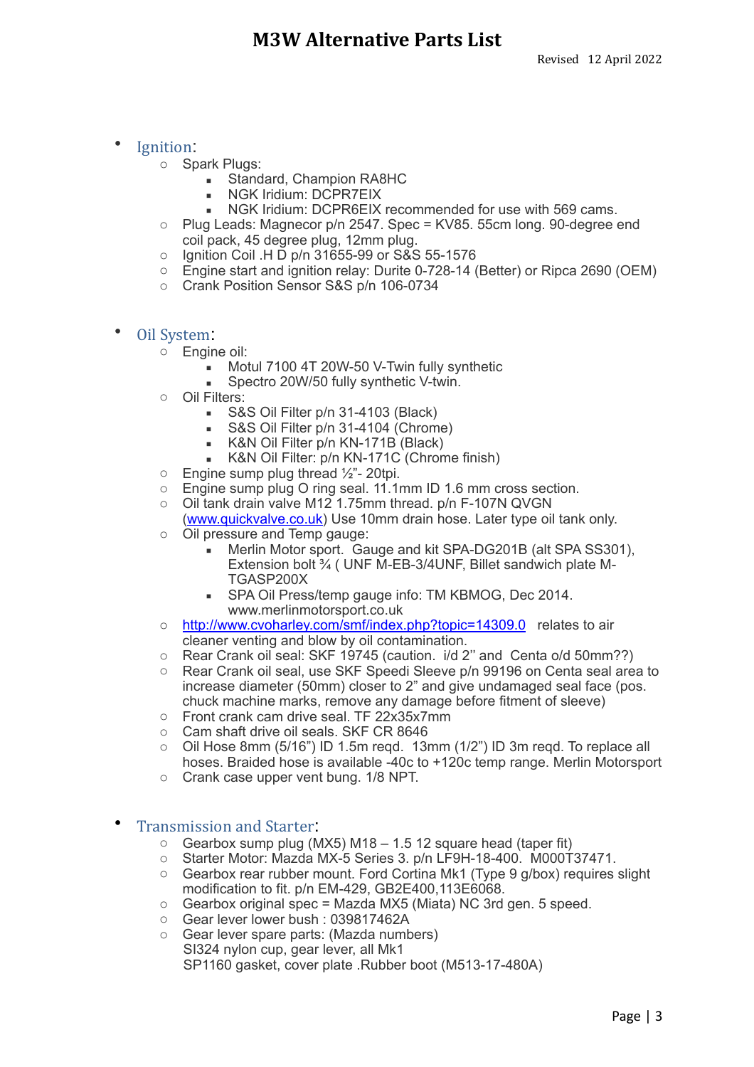# M3W Alternative Parts List

Revised 12 April 2022

- Ignition:
  - Spark Plugs:
    - Standard, Champion RA8HC
    - NGK Iridium: DCPR7EIX
    - NGK Iridium: DCPR6EIX recommended for use with 569 cams.
  - Plug Leads: Magnecor p/n 2547. Spec = KV85. 55cm long. 90-degree end coil pack, 45 degree plug, 12mm plug.
  - Ignition Coil .H D p/n 31655-99 or S&S 55-1576
  - Engine start and ignition relay: Durite 0-728-14 (Better) or Ripca 2690 (OEM)
  - Crank Position Sensor S&S p/n 106-0734

- Oil System:
  - Engine oil:
    - Motul 7100 4T 20W-50 V-Twin fully synthetic
    - Spectro 20W/50 fully synthetic V-twin.
  - Oil Filters:
    - S&S Oil Filter p/n 31-4103 (Black)
    - S&S Oil Filter p/n 31-4104 (Chrome)
    - K&N Oil Filter p/n KN-171B (Black)
    - K&N Oil Filter: p/n KN-171C (Chrome finish)
  - Engine sump plug thread ½"- 20tpi.
  - Engine sump plug O ring seal. 11.1mm ID 1.6 mm cross section.
  - Oil tank drain valve M12 1.75mm thread. p/n F-107N QVGN (www.quickvalve.co.uk) Use 10mm drain hose. Later type oil tank only.
  - Oil pressure and Temp gauge:
    - Merlin Motor sport. Gauge and kit SPA-DG201B (alt SPA SS301), Extension bolt ¾ ( UNF M-EB-3/4UNF, Billet sandwich plate M-TGASP200X
    - SPA Oil Press/temp gauge info: TM KBMOG, Dec 2014. www.merlinmotorsport.co.uk
  - http://www.cvoharley.com/smf/index.php?topic=14309.0 relates to air cleaner venting and blow by oil contamination.
  - Rear Crank oil seal: SKF 19745 (caution. i/d 2'' and Centa o/d 50mm??)
  - Rear Crank oil seal, use SKF Speedi Sleeve p/n 99196 on Centa seal area to increase diameter (50mm) closer to 2" and give undamaged seal face (pos. chuck machine marks, remove any damage before fitment of sleeve)
  - Front crank cam drive seal. TF 22x35x7mm
  - Cam shaft drive oil seals. SKF CR 8646
  - Oil Hose 8mm (5/16") ID 1.5m reqd. 13mm (1/2") ID 3m reqd. To replace all hoses. Braided hose is available -40c to +120c temp range. Merlin Motorsport
  - Crank case upper vent bung. 1/8 NPT.

- Transmission and Starter:
  - Gearbox sump plug (MX5) M18 – 1.5 12 square head (taper fit)
  - Starter Motor: Mazda MX-5 Series 3. p/n LF9H-18-400. M000T37471.
  - Gearbox rear rubber mount. Ford Cortina Mk1 (Type 9 g/box) requires slight modification to fit. p/n EM-429, GB2E400,113E6068.
  - Gearbox original spec = Mazda MX5 (Miata) NC 3rd gen. 5 speed.
  - Gear lever lower bush : 039817462A
  - Gear lever spare parts: (Mazda numbers)
    SI324 nylon cup, gear lever, all Mk1
    SP1160 gasket, cover plate .Rubber boot (M513-17-480A)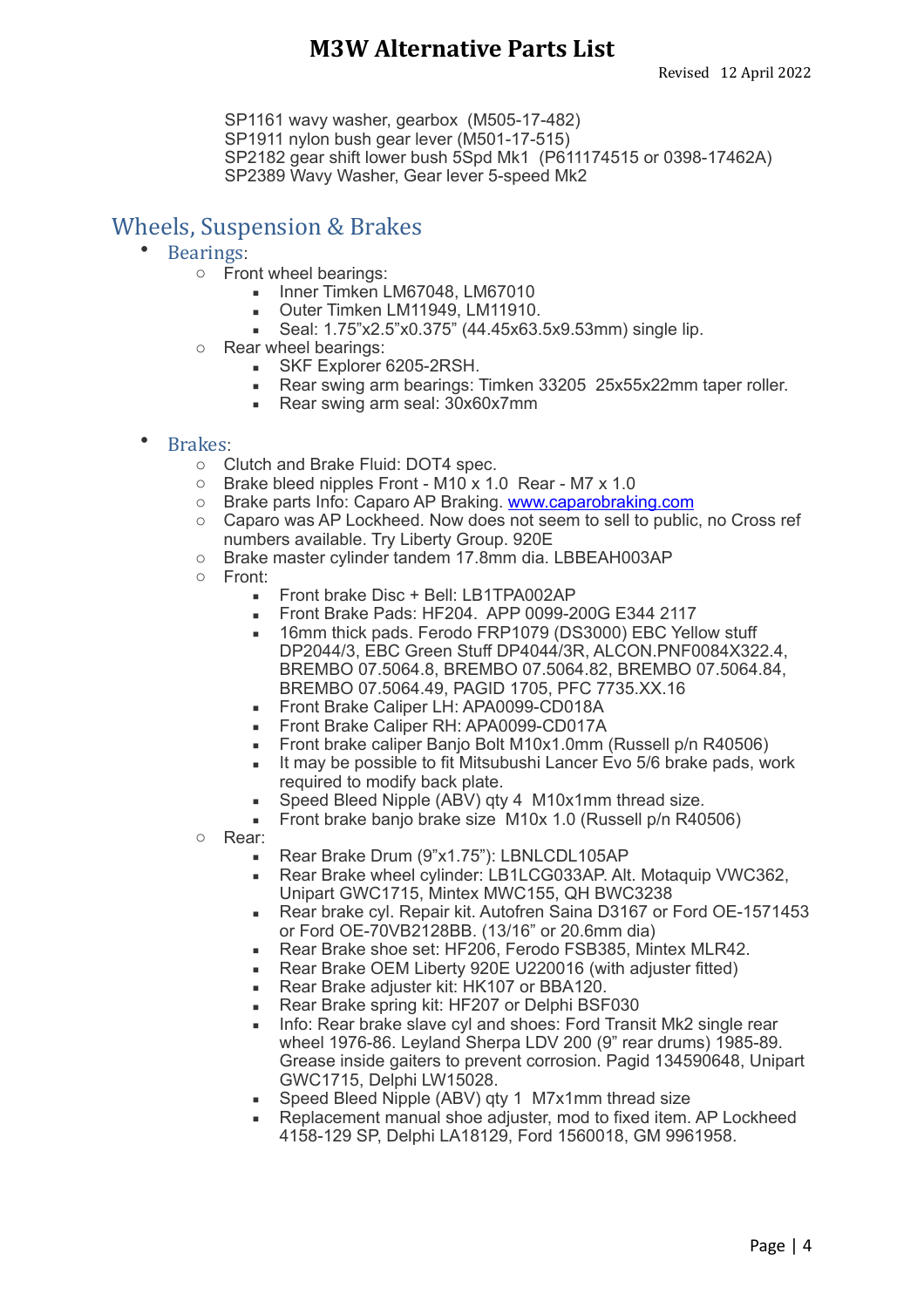SP1161 wavy washer, gearbox (M505-17-482)
SP1911 nylon bush gear lever (M501-17-515)
SP2182 gear shift lower bush 5Spd Mk1 (P611174515 or 0398-17462A)
SP2389 Wavy Washer, Gear lever 5-speed Mk2

## Wheels, Suspension & Brakes

- Bearings:
  - Front wheel bearings:
    - Inner Timken LM67048, LM67010
    - Outer Timken LM11949, LM11910.
    - Seal: 1.75”x2.5”x0.375” (44.45x63.5x9.53mm) single lip.
  - Rear wheel bearings:
    - SKF Explorer 6205-2RSH.
    - Rear swing arm bearings: Timken 33205 25x55x22mm taper roller.
    - Rear swing arm seal: 30x60x7mm

- Brakes:
  - Clutch and Brake Fluid: DOT4 spec.
  - Brake bleed nipples Front - M10 x 1.0 Rear - M7 x 1.0
  - Brake parts Info: Caparo AP Braking. www.caparobraking.com
  - Caparo was AP Lockheed. Now does not seem to sell to public, no Cross ref numbers available. Try Liberty Group. 920E
  - Brake master cylinder tandem 17.8mm dia. LBBEAH003AP
  - Front:
    - Front brake Disc + Bell: LB1TPA002AP
    - Front Brake Pads: HF204. APP 0099-200G E344 2117
    - 16mm thick pads. Ferodo FRP1079 (DS3000) EBC Yellow stuff DP2044/3, EBC Green Stuff DP4044/3R, ALCON.PNF0084X322.4, BREMBO 07.5064.8, BREMBO 07.5064.82, BREMBO 07.5064.84, BREMBO 07.5064.49, PAGID 1705, PFC 7735.XX.16
    - Front Brake Caliper LH: APA0099-CD018A
    - Front Brake Caliper RH: APA0099-CD017A
    - Front brake caliper Banjo Bolt M10x1.0mm (Russell p/n R40506)
    - It may be possible to fit Mitsubishi Lancer Evo 5/6 brake pads, work required to modify back plate.
    - Speed Bleed Nipple (ABV) qty 4 M10x1mm thread size.
    - Front brake banjo brake size M10x 1.0 (Russell p/n R40506)
  - Rear:
    - Rear Brake Drum (9”x1.75”): LBNLCDL105AP
    - Rear Brake wheel cylinder: LB1LCG033AP. Alt. Motaquip VWC362, Unipart GWC1715, Mintex MWC155, QH BWC3238
    - Rear brake cyl. Repair kit. Autofren Saina D3167 or Ford OE-1571453 or Ford OE-70VB2128BB. (13/16” or 20.6mm dia)
    - Rear Brake shoe set: HF206, Ferodo FSB385, Mintex MLR42.
    - Rear Brake OEM Liberty 920E U220016 (with adjuster fitted)
    - Rear Brake adjuster kit: HK107 or BBA120.
    - Rear Brake spring kit: HF207 or Delphi BSF030
    - Info: Rear brake slave cyl and shoes: Ford Transit Mk2 single rear wheel 1976-86. Leyland Sherpa LDV 200 (9” rear drums) 1985-89. Grease inside gaiters to prevent corrosion. Pagid 134590648, Unipart GWC1715, Delphi LW15028.
    - Speed Bleed Nipple (ABV) qty 1 M7x1mm thread size
    - Replacement manual shoe adjuster, mod to fixed item. AP Lockheed 4158-129 SP, Delphi LA18129, Ford 1560018, GM 9961958.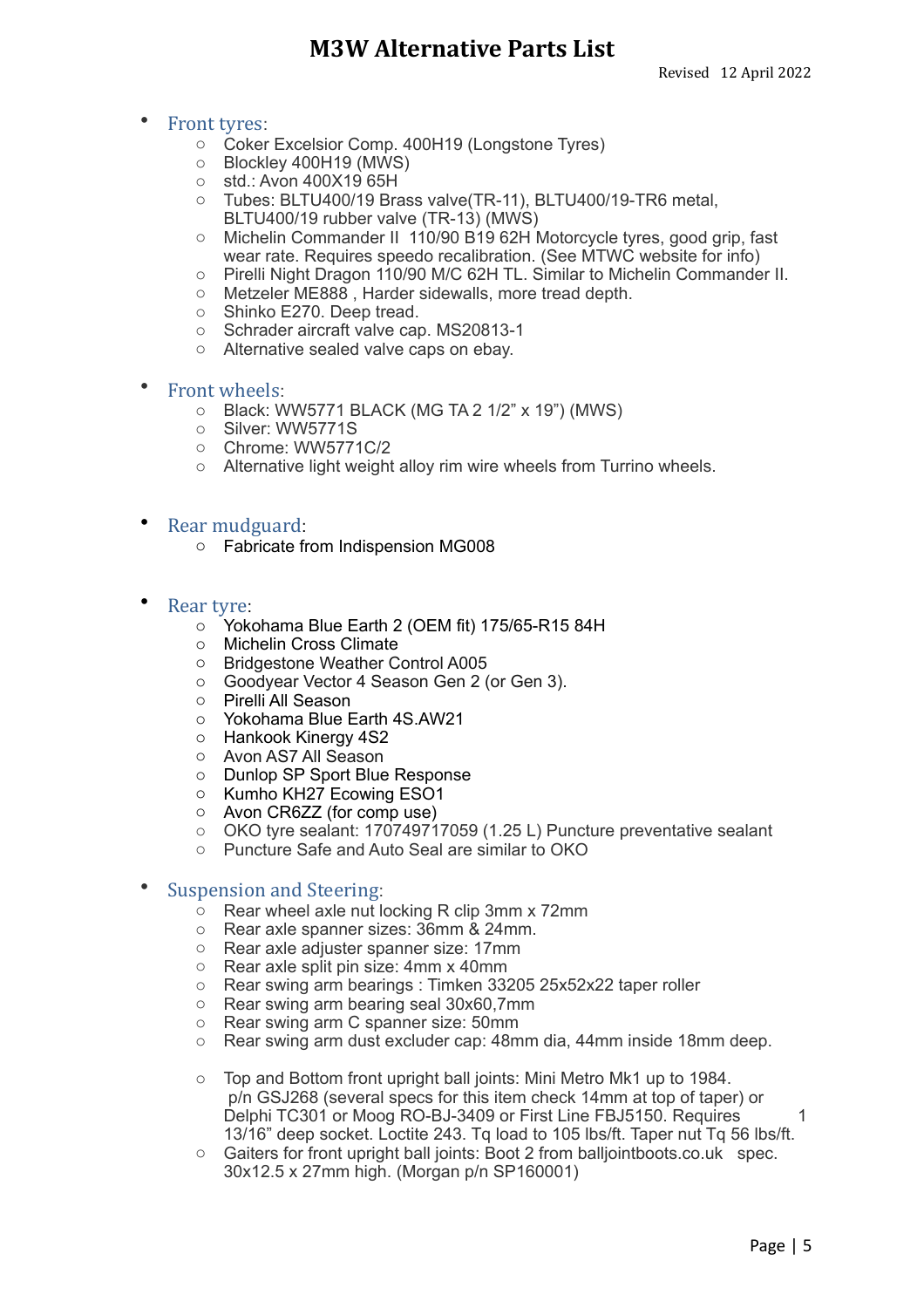# M3W Alternative Parts List

Revised 12 April 2022

- Front tyres:
  - Coker Excelsior Comp. 400H19 (Longstone Tyres)
  - Blockley 400H19 (MWS)
  - std.: Avon 400X19 65H
  - Tubes: BLTU400/19 Brass valve(TR-11), BLTU400/19-TR6 metal, BLTU400/19 rubber valve (TR-13) (MWS)
  - Michelin Commander II 110/90 B19 62H Motorcycle tyres, good grip, fast wear rate. Requires speedo recalibration. (See MTWC website for info)
  - Pirelli Night Dragon 110/90 M/C 62H TL. Similar to Michelin Commander II.
  - Metzeler ME888 , Harder sidewalls, more tread depth.
  - Shinko E270. Deep tread.
  - Schrader aircraft valve cap. MS20813-1
  - Alternative sealed valve caps on ebay.

- Front wheels:
  - Black: WW5771 BLACK (MG TA 2 1/2" x 19") (MWS)
  - Silver: WW5771S
  - Chrome: WW5771C/2
  - Alternative light weight alloy rim wire wheels from Turrino wheels.

- Rear mudguard:
  - Fabricate from Indispension MG008

- Rear tyre:
  - Yokohama Blue Earth 2 (OEM fit) 175/65-R15 84H
  - Michelin Cross Climate
  - Bridgestone Weather Control A005
  - Goodyear Vector 4 Season Gen 2 (or Gen 3).
  - Pirelli All Season
  - Yokohama Blue Earth 4S.AW21
  - Hankook Kinergy 4S2
  - Avon AS7 All Season
  - Dunlop SP Sport Blue Response
  - Kumho KH27 Ecowing ESO1
  - Avon CR6ZZ (for comp use)
  - OKO tyre sealant: 170749717059 (1.25 L) Puncture preventative sealant
  - Puncture Safe and Auto Seal are similar to OKO

- Suspension and Steering:
  - Rear wheel axle nut locking R clip 3mm x 72mm
  - Rear axle spanner sizes: 36mm & 24mm.
  - Rear axle adjuster spanner size: 17mm
  - Rear axle split pin size: 4mm x 40mm
  - Rear swing arm bearings : Timken 33205 25x52x22 taper roller
  - Rear swing arm bearing seal 30x60,7mm
  - Rear swing arm C spanner size: 50mm
  - Rear swing arm dust excluder cap: 48mm dia, 44mm inside 18mm deep.

  - Top and Bottom front upright ball joints: Mini Metro Mk1 up to 1984. p/n GSJ268 (several specs for this item check 14mm at top of taper) or Delphi TC301 or Moog RO-BJ-3409 or First Line FBJ5150. Requires 1 13/16" deep socket. Loctite 243. Tq load to 105 lbs/ft. Taper nut Tq 56 lbs/ft.
  - Gaiters for front upright ball joints: Boot 2 from balljointboots.co.uk spec. 30x12.5 x 27mm high. (Morgan p/n SP160001)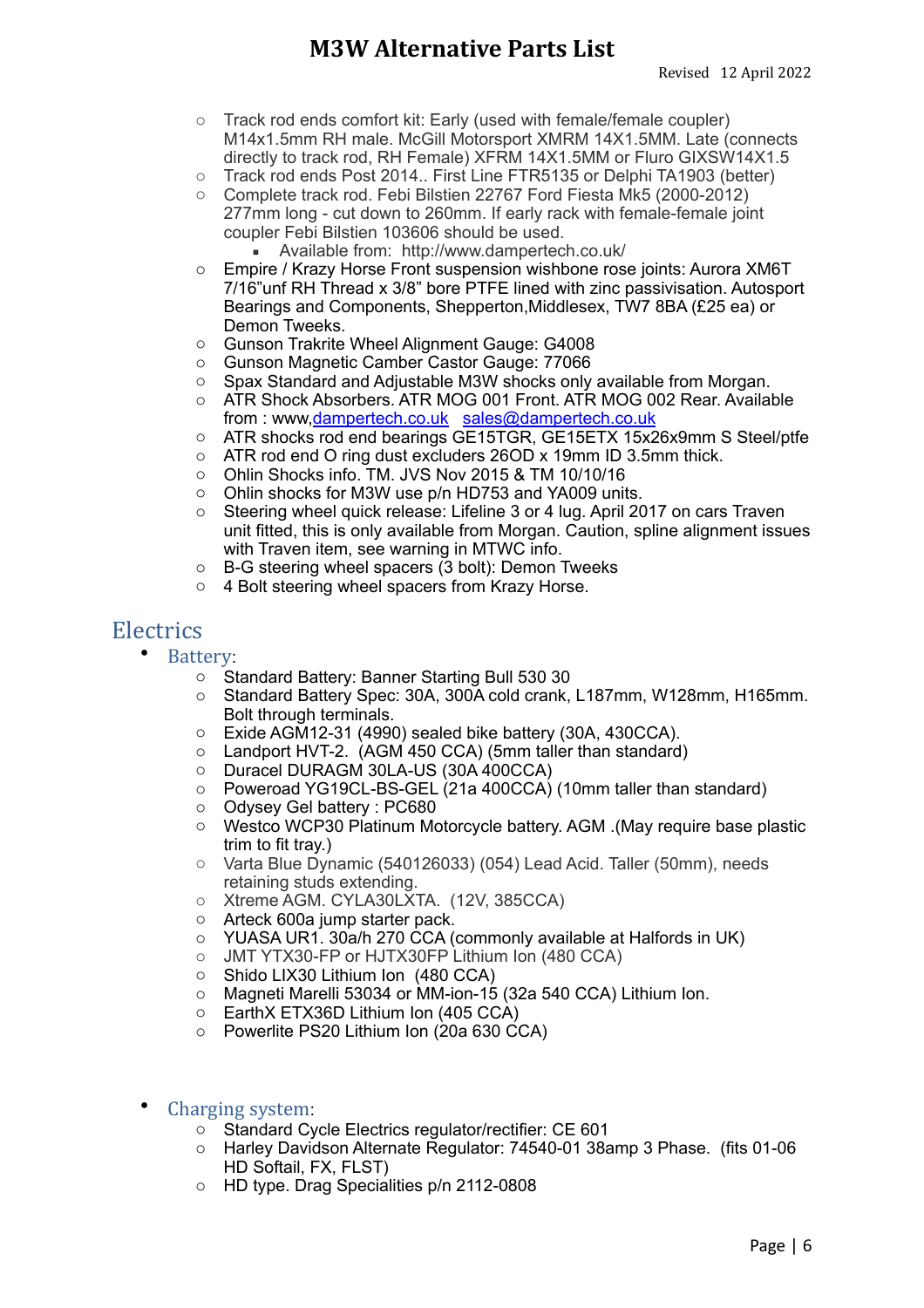- Track rod ends comfort kit: Early (used with female/female coupler) M14x1.5mm RH male. McGill Motorsport XMRM 14X1.5MM. Late (connects directly to track rod, RH Female) XFRM 14X1.5MM or Fluro GIXSW14X1.5
- Track rod ends Post 2014.. First Line FTR5135 or Delphi TA1903 (better)
- Complete track rod. Febi Bilstien 22767 Ford Fiesta Mk5 (2000-2012) 277mm long - cut down to 260mm. If early rack with female-female joint coupler Febi Bilstien 103606 should be used.
    - Available from: http://www.dampertech.co.uk/
- Empire / Krazy Horse Front suspension wishbone rose joints: Aurora XM6T 7/16"unf RH Thread x 3/8" bore PTFE lined with zinc passivisation. Autosport Bearings and Components, Shepperton,Middlesex, TW7 8BA (£25 ea) or Demon Tweeks.
- Gunson Trakrite Wheel Alignment Gauge: G4008
- Gunson Magnetic Camber Castor Gauge: 77066
- Spax Standard and Adjustable M3W shocks only available from Morgan.
- ATR Shock Absorbers. ATR MOG 001 Front. ATR MOG 002 Rear. Available from : www,dampertech.co.uk sales@dampertech.co.uk
- ATR shocks rod end bearings GE15TGR, GE15ETX 15x26x9mm S Steel/ptfe
- ATR rod end O ring dust excluders 26OD x 19mm ID 3.5mm thick.
- Ohlin Shocks info. TM. JVS Nov 2015 & TM 10/10/16
- Ohlin shocks for M3W use p/n HD753 and YA009 units.
- Steering wheel quick release: Lifeline 3 or 4 lug. April 2017 on cars Traven unit fitted, this is only available from Morgan. Caution, spline alignment issues with Traven item, see warning in MTWC info.
- B-G steering wheel spacers (3 bolt): Demon Tweeks
- 4 Bolt steering wheel spacers from Krazy Horse.

# Electrics

- Battery:
    - Standard Battery: Banner Starting Bull 530 30
    - Standard Battery Spec: 30A, 300A cold crank, L187mm, W128mm, H165mm. Bolt through terminals.
    - Exide AGM12-31 (4990) sealed bike battery (30A, 430CCA).
    - Landport HVT-2. (AGM 450 CCA) (5mm taller than standard)
    - Duracel DURAGM 30LA-US (30A 400CCA)
    - Poweroad YG19CL-BS-GEL (21a 400CCA) (10mm taller than standard)
    - Odysey Gel battery : PC680
    - Westco WCP30 Platinum Motorcycle battery. AGM .(May require base plastic trim to fit tray.)
    - Varta Blue Dynamic (540126033) (054) Lead Acid. Taller (50mm), needs retaining studs extending.
    - Xtreme AGM. CYLA30LXTA. (12V, 385CCA)
    - Arteck 600a jump starter pack.
    - YUASA UR1. 30a/h 270 CCA (commonly available at Halfords in UK)
    - JMT YTX30-FP or HJTX30FP Lithium Ion (480 CCA)
    - Shido LIX30 Lithium Ion (480 CCA)
    - Magneti Marelli 53034 or MM-ion-15 (32a 540 CCA) Lithium Ion.
    - EarthX ETX36D Lithium Ion (405 CCA)
    - Powerlite PS20 Lithium Ion (20a 630 CCA)

- Charging system:
    - Standard Cycle Electrics regulator/rectifier: CE 601
    - Harley Davidson Alternate Regulator: 74540-01 38amp 3 Phase. (fits 01-06 HD Softail, FX, FLST)
    - HD type. Drag Specialities p/n 2112-0808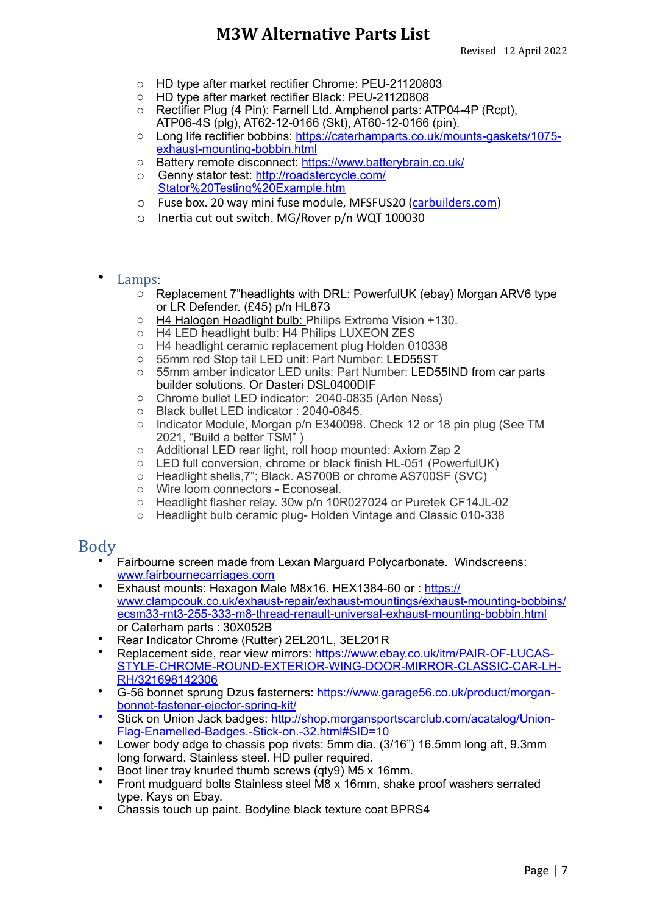- HD type after market rectifier Chrome: PEU-21120803
- HD type after market rectifier Black: PEU-21120808
- Rectifier Plug (4 Pin): Farnell Ltd. Amphenol parts: ATP04-4P (Rcpt), ATP06-4S (plg), AT62-12-0166 (Skt), AT60-12-0166 (pin).
- Long life rectifier bobbins: https://caterhamparts.co.uk/mounts-gaskets/1075-exhaust-mounting-bobbin.html
- Battery remote disconnect: https://www.batterybrain.co.uk/
- Genny stator test: http://roadstercycle.com/Stator%20Testing%20Example.htm
- Fuse box. 20 way mini fuse module, MFSFUS20 (carbuilders.com)
- Inertia cut out switch. MG/Rover p/n WQT 100030

- Lamps:
  - Replacement 7"headlights with DRL: PowerfulUK (ebay) Morgan ARV6 type or LR Defender. (£45) p/n HL873
  - H4 Halogen Headlight bulb: Philips Extreme Vision +130.
  - H4 LED headlight bulb: H4 Philips LUXEON ZES
  - H4 headlight ceramic replacement plug Holden 010338
  - 55mm red Stop tail LED unit: Part Number: LED55ST
  - 55mm amber indicator LED units: Part Number: LED55IND from car parts builder solutions. Or Dasteri DSL0400DIF
  - Chrome bullet LED indicator: 2040-0835 (Arlen Ness)
  - Black bullet LED indicator : 2040-0845.
  - Indicator Module, Morgan p/n E340098. Check 12 or 18 pin plug (See TM 2021, "Build a better TSM" )
  - Additional LED rear light, roll hoop mounted: Axiom Zap 2
  - LED full conversion, chrome or black finish HL-051 (PowerfulUK)
  - Headlight shells,7"; Black. AS700B or chrome AS700SF (SVC)
  - Wire loom connectors - Econoseal.
  - Headlight flasher relay. 30w p/n 10R027024 or Puretek CF14JL-02
  - Headlight bulb ceramic plug- Holden Vintage and Classic 010-338

## Body

- Fairbourne screen made from Lexan Marguard Polycarbonate. Windscreens: www.fairbournecarriages.com
- Exhaust mounts: Hexagon Male M8x16. HEX1384-60 or : https://www.clampcouk.co.uk/exhaust-repair/exhaust-mountings/exhaust-mounting-bobbins/ecsm33-rnt3-255-333-m8-thread-renault-universal-exhaust-mounting-bobbin.html or Caterham parts : 30X052B
- Rear Indicator Chrome (Rutter) 2EL201L, 3EL201R
- Replacement side, rear view mirrors: https://www.ebay.co.uk/itm/PAIR-OF-LUCAS-STYLE-CHROME-ROUND-EXTERIOR-WING-DOOR-MIRROR-CLASSIC-CAR-LH-RH/321698142306
- G-56 bonnet sprung Dzus fasterners: https://www.garage56.co.uk/product/morgan-bonnet-fastener-ejector-spring-kit/
- Stick on Union Jack badges: http://shop.morgansportscarclub.com/acatalog/Union-Flag-Enamelled-Badges.-Stick-on.-32.html#SID=10
- Lower body edge to chassis pop rivets: 5mm dia. (3/16") 16.5mm long aft, 9.3mm long forward. Stainless steel. HD puller required.
- Boot liner tray knurled thumb screws (qty9) M5 x 16mm.
- Front mudguard bolts Stainless steel M8 x 16mm, shake proof washers serrated type. Kays on Ebay.
- Chassis touch up paint. Bodyline black texture coat BPRS4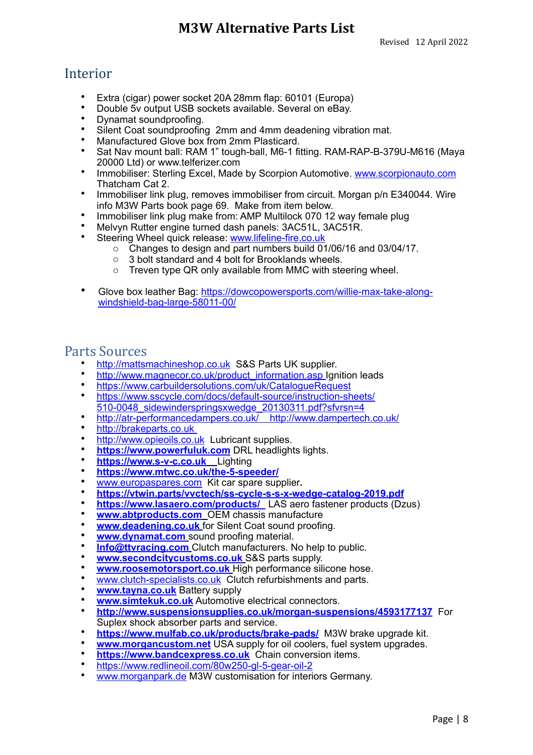# M3W Alternative Parts List

Revised 12 April 2022

## Interior

- Extra (cigar) power socket 20A 28mm flap: 60101 (Europa)
- Double 5v output USB sockets available. Several on eBay.
- Dynamat soundproofing.
- Silent Coat soundproofing 2mm and 4mm deadening vibration mat.
- Manufactured Glove box from 2mm Plasticard.
- Sat Nav mount ball: RAM 1" tough-ball, M6-1 fitting. RAM-RAP-B-379U-M616 (Maya 20000 Ltd) or www.telferizer.com
- Immobiliser: Sterling Excel, Made by Scorpion Automotive. www.scorpionauto.com Thatcham Cat 2.
- Immobiliser link plug, removes immobiliser from circuit. Morgan p/n E340044. Wire info M3W Parts book page 69. Make from item below.
- Immobiliser link plug make from: AMP Multilock 070 12 way female plug
- Melvyn Rutter engine turned dash panels: 3AC51L, 3AC51R.
- Steering Wheel quick release: www.lifeline-fire.co.uk
  - Changes to design and part numbers build 01/06/16 and 03/04/17.
  - 3 bolt standard and 4 bolt for Brooklands wheels.
  - Treven type QR only available from MMC with steering wheel.

- Glove box leather Bag: https://dowcopowersports.com/willie-max-take-along-windshield-bag-large-58011-00/

## Parts Sources

- http://mattsmachineshop.co.uk S&S Parts UK supplier.
- http://www.magnecor.co.uk/product_information.asp Ignition leads
- https://www.carbuildersolutions.com/uk/CatalogueRequest
- https://www.sscycle.com/docs/default-source/instruction-sheets/510-0048_sidewinderspringsxwedge_20130311.pdf?sfvrsn=4
- http://atr-performancedampers.co.uk/ http://www.dampertech.co.uk/
- http://brakeparts.co.uk
- http://www.opieoils.co.uk Lubricant supplies.
- **https://www.powerfuluk.com** DRL headlights lights.
- **https://www.s-v-c.co.uk** Lighting
- **https://www.mtwc.co.uk/the-5-speeder/**
- www.europaspares.com Kit car spare supplier**.**
- **https://vtwin.parts/vvctech/ss-cycle-s-s-x-wedge-catalog-2019.pdf**
- **https://www.lasaero.com/products/** LAS aero fastener products (Dzus)
- **www.abtproducts.com** OEM chassis manufacture
- **www.deadening.co.uk** for Silent Coat sound proofing.
- **www.dynamat.com** sound proofing material.
- **Info@ttvracing.com** Clutch manufacturers. No help to public.
- **www.secondcitycustoms.co.uk** S&S parts supply.
- **www.roosemotorsport.co.uk** High performance silicone hose.
- www.clutch-specialists.co.uk Clutch refurbishments and parts.
- **www.tayna.co.uk** Battery supply
- **www.simtekuk.co.uk** Automotive electrical connectors.
- **http://www.suspensionsupplies.co.uk/morgan-suspensions/4593177137** For Suplex shock absorber parts and service.
- **https://www.mulfab.co.uk/products/brake-pads/** M3W brake upgrade kit.
- **www.morgancustom.net** USA supply for oil coolers, fuel system upgrades.
- **https://www.bandcexpress.co.uk** Chain conversion items.
- https://www.redlineoil.com/80w250-gl-5-gear-oil-2
- www.morganpark.de M3W customisation for interiors Germany.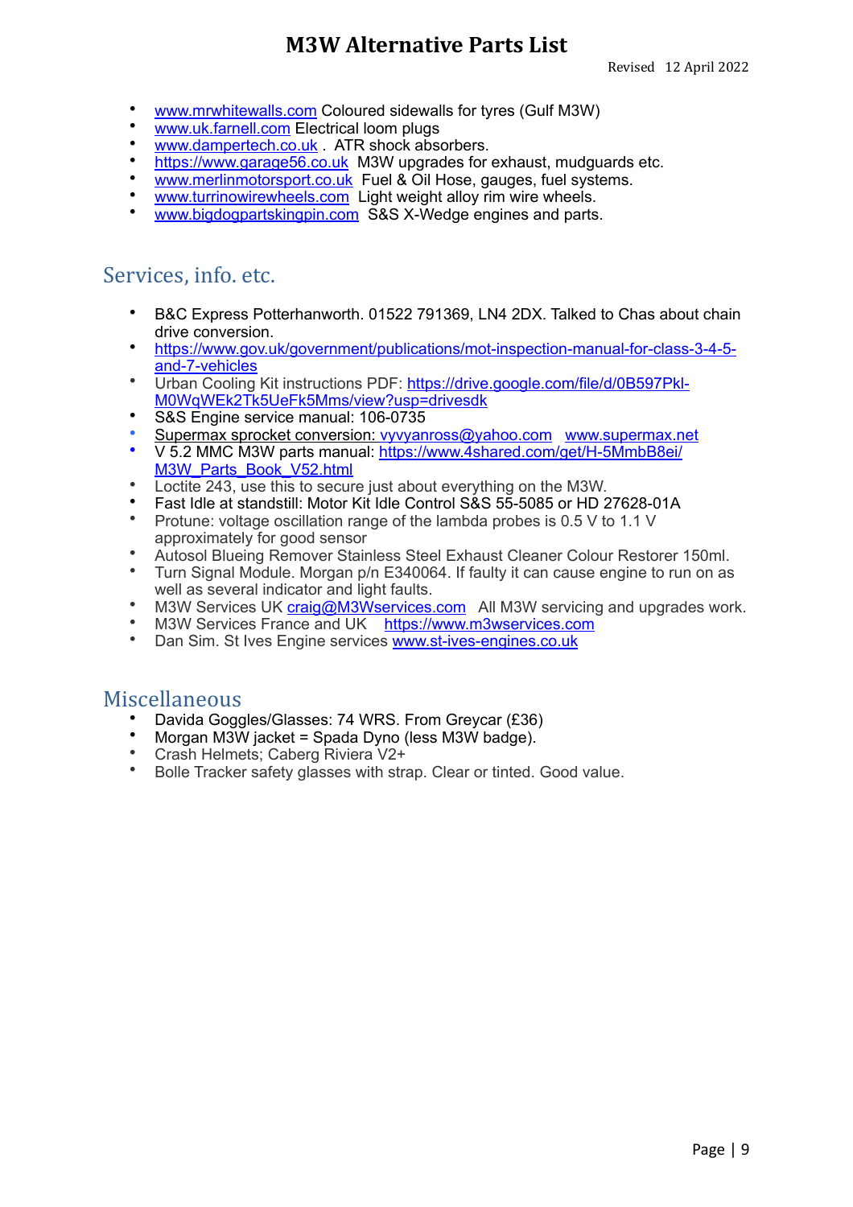# M3W Alternative Parts List

Revised 12 April 2022

- www.mrwhitewalls.com Coloured sidewalls for tyres (Gulf M3W)
- www.uk.farnell.com Electrical loom plugs
- www.dampertech.co.uk . ATR shock absorbers.
- https://www.garage56.co.uk M3W upgrades for exhaust, mudguards etc.
- www.merlinmotorsport.co.uk Fuel & Oil Hose, gauges, fuel systems.
- www.turrinowirewheels.com Light weight alloy rim wire wheels.
- www.bigdogpartskingpin.com S&S X-Wedge engines and parts.

## Services, info. etc.

- B&C Express Potterhanworth. 01522 791369, LN4 2DX. Talked to Chas about chain drive conversion.
- https://www.gov.uk/government/publications/mot-inspection-manual-for-class-3-4-5-and-7-vehicles
- Urban Cooling Kit instructions PDF: https://drive.google.com/file/d/0B597Pkl-M0WqWEk2Tk5UeFk5Mms/view?usp=drivesdk
- S&S Engine service manual: 106-0735
- Supermax sprocket conversion: vyvyanross@yahoo.com www.supermax.net
- V 5.2 MMC M3W parts manual: https://www.4shared.com/get/H-5MmbB8ei/M3W_Parts_Book_V52.html
- Loctite 243, use this to secure just about everything on the M3W.
- Fast Idle at standstill: Motor Kit Idle Control S&S 55-5085 or HD 27628-01A
- Protune: voltage oscillation range of the lambda probes is 0.5 V to 1.1 V approximately for good sensor
- Autosol Blueing Remover Stainless Steel Exhaust Cleaner Colour Restorer 150ml.
- Turn Signal Module. Morgan p/n E340064. If faulty it can cause engine to run on as well as several indicator and light faults.
- M3W Services UK craig@M3Wservices.com All M3W servicing and upgrades work.
- M3W Services France and UK https://www.m3wservices.com
- Dan Sim. St Ives Engine services www.st-ives-engines.co.uk

## Miscellaneous

- Davida Goggles/Glasses: 74 WRS. From Greycar (£36)
- Morgan M3W jacket = Spada Dyno (less M3W badge).
- Crash Helmets; Caberg Riviera V2+
- Bolle Tracker safety glasses with strap. Clear or tinted. Good value.